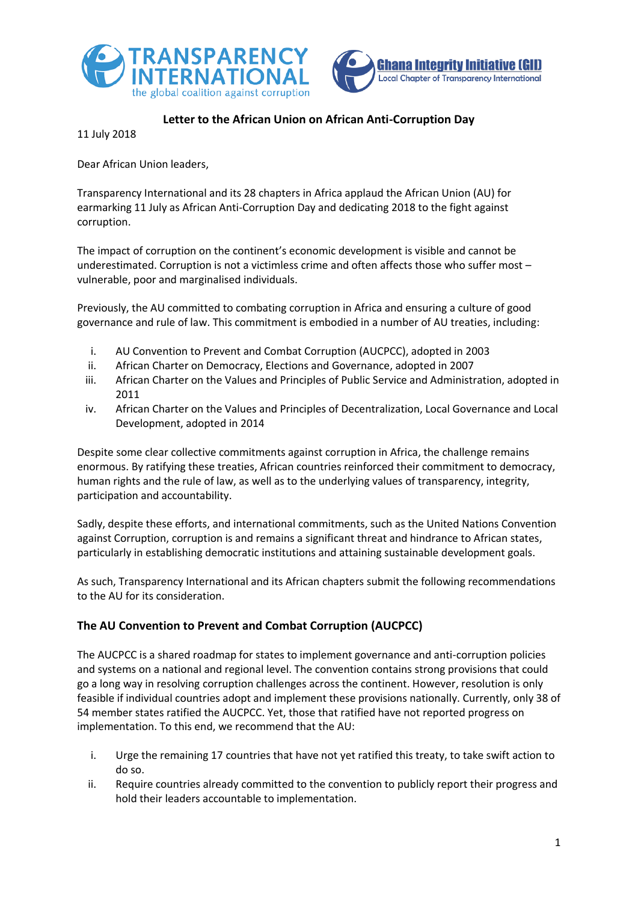Transparency International — the global coalition against corruption

Ghana Integrity Initiative (GII) — Local Chapter of Transparency International

**Letter to the African Union on African Anti-Corruption Day**

11 July 2018

Dear African Union leaders,

Transparency International and its 28 chapters in Africa applaud the African Union (AU) for earmarking 11 July as African Anti-Corruption Day and dedicating 2018 to the fight against corruption.

The impact of corruption on the continent's economic development is visible and cannot be underestimated. Corruption is not a victimless crime and often affects those who suffer most – vulnerable, poor and marginalised individuals.

Previously, the AU committed to combating corruption in Africa and ensuring a culture of good governance and rule of law. This commitment is embodied in a number of AU treaties, including:

i. AU Convention to Prevent and Combat Corruption (AUCPCC), adopted in 2003
ii. African Charter on Democracy, Elections and Governance, adopted in 2007
iii. African Charter on the Values and Principles of Public Service and Administration, adopted in 2011
iv. African Charter on the Values and Principles of Decentralization, Local Governance and Local Development, adopted in 2014

Despite some clear collective commitments against corruption in Africa, the challenge remains enormous. By ratifying these treaties, African countries reinforced their commitment to democracy, human rights and the rule of law, as well as to the underlying values of transparency, integrity, participation and accountability.

Sadly, despite these efforts, and international commitments, such as the United Nations Convention against Corruption, corruption is and remains a significant threat and hindrance to African states, particularly in establishing democratic institutions and attaining sustainable development goals.

As such, Transparency International and its African chapters submit the following recommendations to the AU for its consideration.

## The AU Convention to Prevent and Combat Corruption (AUCPCC)

The AUCPCC is a shared roadmap for states to implement governance and anti-corruption policies and systems on a national and regional level. The convention contains strong provisions that could go a long way in resolving corruption challenges across the continent. However, resolution is only feasible if individual countries adopt and implement these provisions nationally. Currently, only 38 of 54 member states ratified the AUCPCC. Yet, those that ratified have not reported progress on implementation. To this end, we recommend that the AU:

i. Urge the remaining 17 countries that have not yet ratified this treaty, to take swift action to do so.
ii. Require countries already committed to the convention to publicly report their progress and hold their leaders accountable to implementation.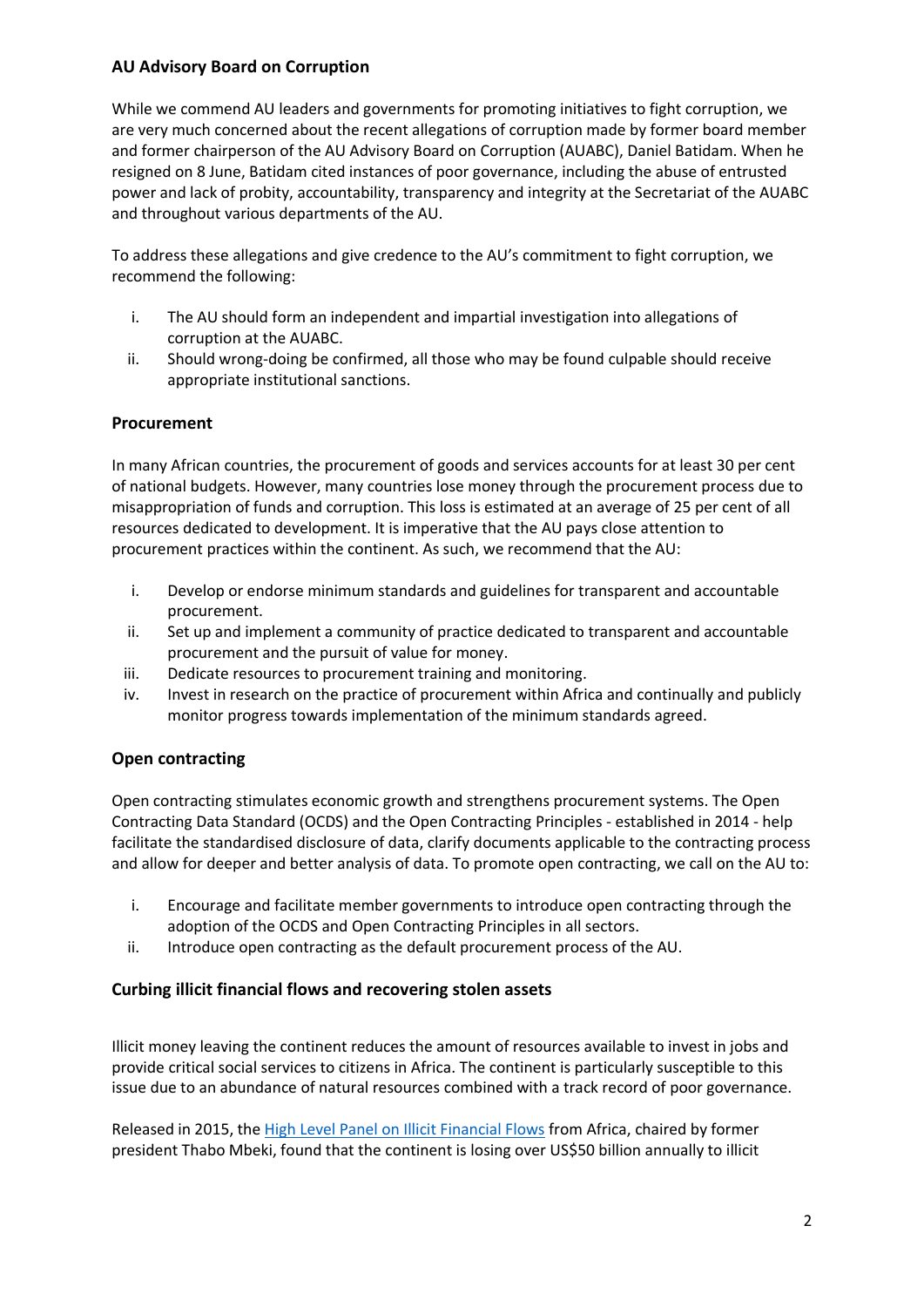## AU Advisory Board on Corruption

While we commend AU leaders and governments for promoting initiatives to fight corruption, we are very much concerned about the recent allegations of corruption made by former board member and former chairperson of the AU Advisory Board on Corruption (AUABC), Daniel Batidam. When he resigned on 8 June, Batidam cited instances of poor governance, including the abuse of entrusted power and lack of probity, accountability, transparency and integrity at the Secretariat of the AUABC and throughout various departments of the AU.

To address these allegations and give credence to the AU's commitment to fight corruption, we recommend the following:

i. The AU should form an independent and impartial investigation into allegations of corruption at the AUABC.
ii. Should wrong-doing be confirmed, all those who may be found culpable should receive appropriate institutional sanctions.

## Procurement

In many African countries, the procurement of goods and services accounts for at least 30 per cent of national budgets. However, many countries lose money through the procurement process due to misappropriation of funds and corruption. This loss is estimated at an average of 25 per cent of all resources dedicated to development. It is imperative that the AU pays close attention to procurement practices within the continent. As such, we recommend that the AU:

i. Develop or endorse minimum standards and guidelines for transparent and accountable procurement.
ii. Set up and implement a community of practice dedicated to transparent and accountable procurement and the pursuit of value for money.
iii. Dedicate resources to procurement training and monitoring.
iv. Invest in research on the practice of procurement within Africa and continually and publicly monitor progress towards implementation of the minimum standards agreed.

## Open contracting

Open contracting stimulates economic growth and strengthens procurement systems. The Open Contracting Data Standard (OCDS) and the Open Contracting Principles - established in 2014 - help facilitate the standardised disclosure of data, clarify documents applicable to the contracting process and allow for deeper and better analysis of data. To promote open contracting, we call on the AU to:

i. Encourage and facilitate member governments to introduce open contracting through the adoption of the OCDS and Open Contracting Principles in all sectors.
ii. Introduce open contracting as the default procurement process of the AU.

## Curbing illicit financial flows and recovering stolen assets

Illicit money leaving the continent reduces the amount of resources available to invest in jobs and provide critical social services to citizens in Africa. The continent is particularly susceptible to this issue due to an abundance of natural resources combined with a track record of poor governance.

Released in 2015, the High Level Panel on Illicit Financial Flows from Africa, chaired by former president Thabo Mbeki, found that the continent is losing over US$50 billion annually to illicit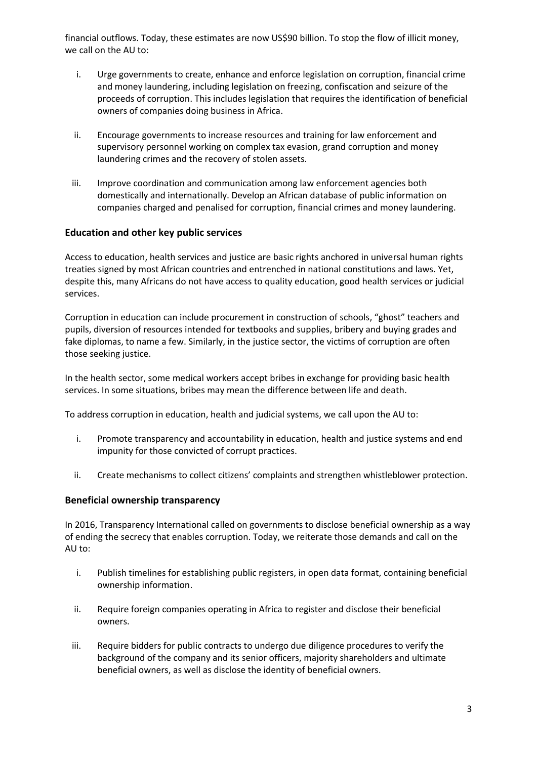financial outflows. Today, these estimates are now US$90 billion. To stop the flow of illicit money, we call on the AU to:

i. Urge governments to create, enhance and enforce legislation on corruption, financial crime and money laundering, including legislation on freezing, confiscation and seizure of the proceeds of corruption. This includes legislation that requires the identification of beneficial owners of companies doing business in Africa.

ii. Encourage governments to increase resources and training for law enforcement and supervisory personnel working on complex tax evasion, grand corruption and money laundering crimes and the recovery of stolen assets.

iii. Improve coordination and communication among law enforcement agencies both domestically and internationally. Develop an African database of public information on companies charged and penalised for corruption, financial crimes and money laundering.

### Education and other key public services

Access to education, health services and justice are basic rights anchored in universal human rights treaties signed by most African countries and entrenched in national constitutions and laws. Yet, despite this, many Africans do not have access to quality education, good health services or judicial services.

Corruption in education can include procurement in construction of schools, "ghost" teachers and pupils, diversion of resources intended for textbooks and supplies, bribery and buying grades and fake diplomas, to name a few. Similarly, in the justice sector, the victims of corruption are often those seeking justice.

In the health sector, some medical workers accept bribes in exchange for providing basic health services. In some situations, bribes may mean the difference between life and death.

To address corruption in education, health and judicial systems, we call upon the AU to:

i. Promote transparency and accountability in education, health and justice systems and end impunity for those convicted of corrupt practices.

ii. Create mechanisms to collect citizens' complaints and strengthen whistleblower protection.

### Beneficial ownership transparency

In 2016, Transparency International called on governments to disclose beneficial ownership as a way of ending the secrecy that enables corruption. Today, we reiterate those demands and call on the AU to:

i. Publish timelines for establishing public registers, in open data format, containing beneficial ownership information.

ii. Require foreign companies operating in Africa to register and disclose their beneficial owners.

iii. Require bidders for public contracts to undergo due diligence procedures to verify the background of the company and its senior officers, majority shareholders and ultimate beneficial owners, as well as disclose the identity of beneficial owners.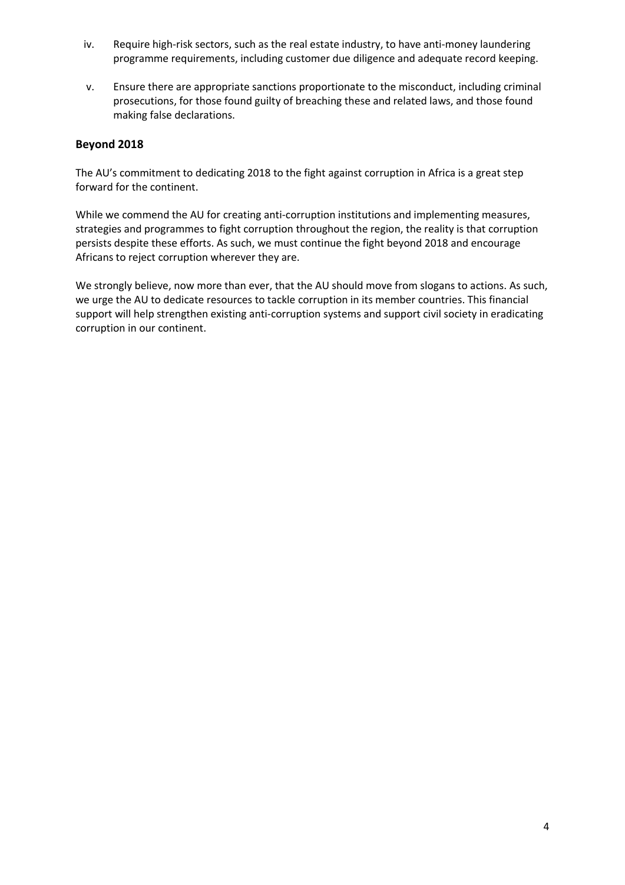iv. Require high-risk sectors, such as the real estate industry, to have anti-money laundering programme requirements, including customer due diligence and adequate record keeping.

v. Ensure there are appropriate sanctions proportionate to the misconduct, including criminal prosecutions, for those found guilty of breaching these and related laws, and those found making false declarations.

## Beyond 2018

The AU's commitment to dedicating 2018 to the fight against corruption in Africa is a great step forward for the continent.

While we commend the AU for creating anti-corruption institutions and implementing measures, strategies and programmes to fight corruption throughout the region, the reality is that corruption persists despite these efforts. As such, we must continue the fight beyond 2018 and encourage Africans to reject corruption wherever they are.

We strongly believe, now more than ever, that the AU should move from slogans to actions. As such, we urge the AU to dedicate resources to tackle corruption in its member countries. This financial support will help strengthen existing anti-corruption systems and support civil society in eradicating corruption in our continent.